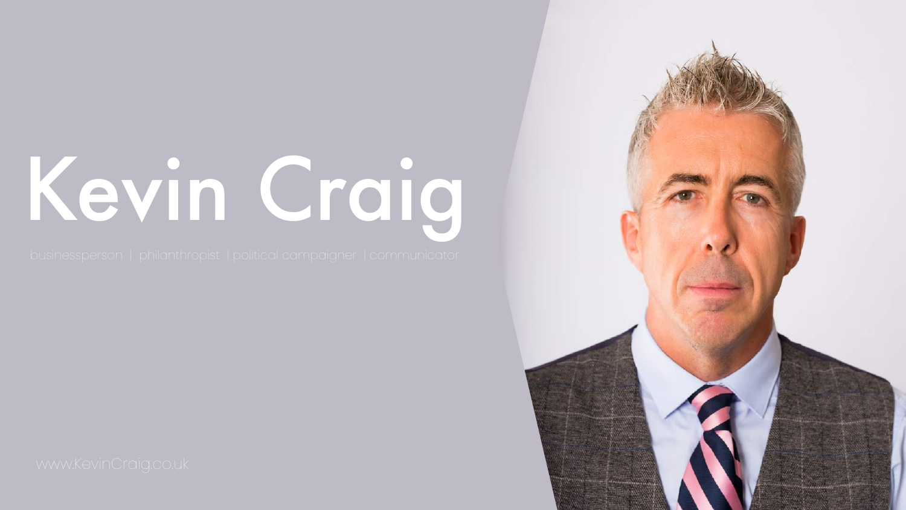# Kevin Craig

businessperson | philanthropist | political campaigner | communicator

www.KevinCraig.co.uk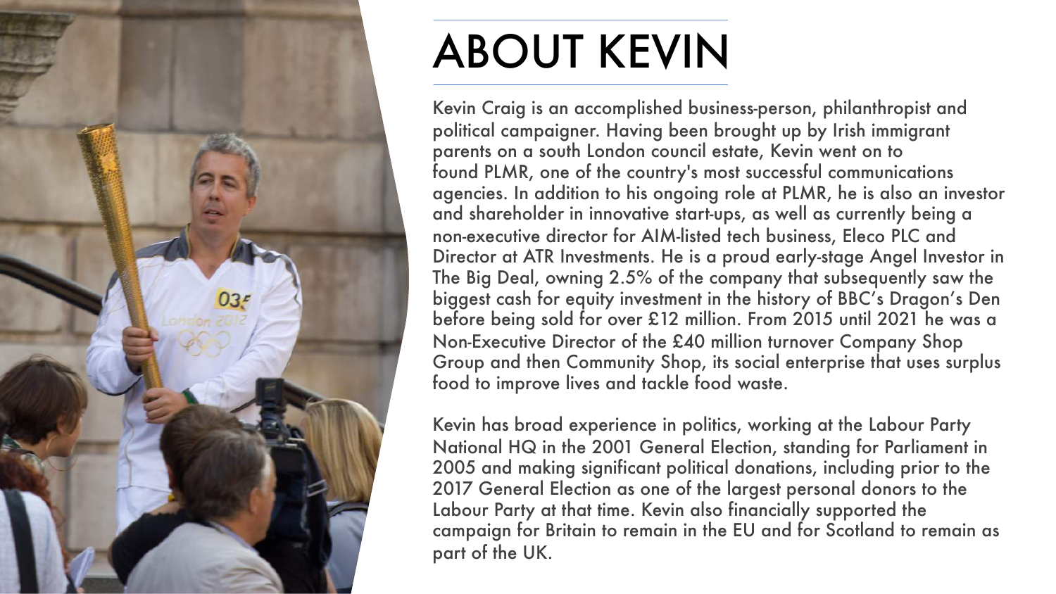# ABOUT KEVIN

Kevin Craig is an accomplished business-person, philanthropist and political campaigner. Having been brought up by Irish immigrant parents on a south London council estate, Kevin went on to found PLMR, one of the country's most successful communications agencies. In addition to his ongoing role at PLMR, he is also an investor and shareholder in innovative start-ups, as well as currently being a non-executive director for AIM-listed tech business, Eleco PLC and Director at ATR Investments. He is a proud early-stage Angel Investor in The Big Deal, owning 2.5% of the company that subsequently saw the biggest cash for equity investment in the history of BBC's Dragon's Den before being sold for over £12 million. From 2015 until 2021 he was a Non-Executive Director of the £40 million turnover Company Shop Group and then Community Shop, its social enterprise that uses surplus food to improve lives and tackle food waste.

Kevin has broad experience in politics, working at the Labour Party National HQ in the 2001 General Election, standing for Parliament in 2005 and making significant political donations, including prior to the 2017 General Election as one of the largest personal donors to the Labour Party at that time. Kevin also financially supported the campaign for Britain to remain in the EU and for Scotland to remain as part of the UK.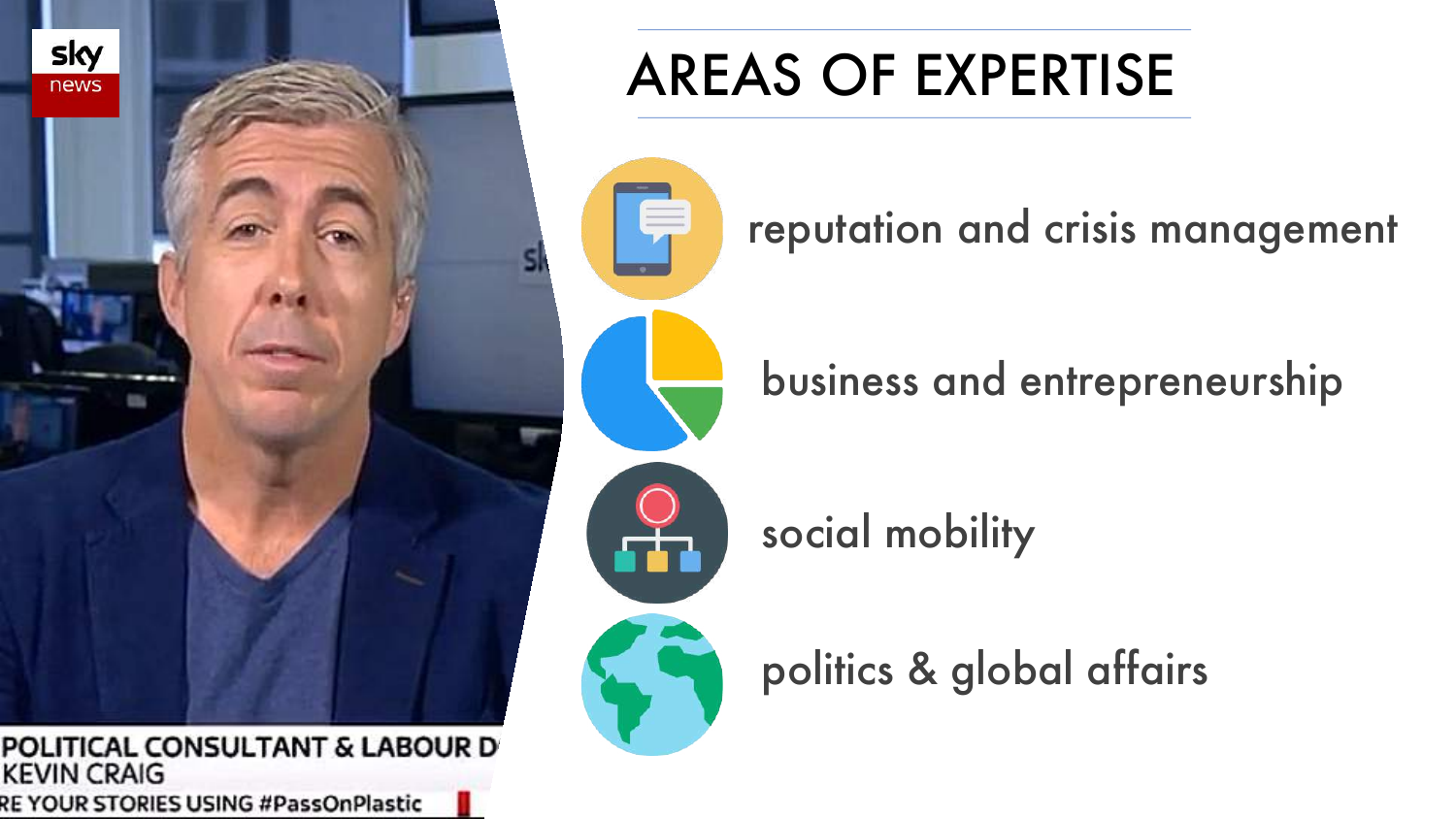# AREAS OF EXPERTISE

- reputation and crisis management
- business and entrepreneurship
- social mobility
- politics & global affairs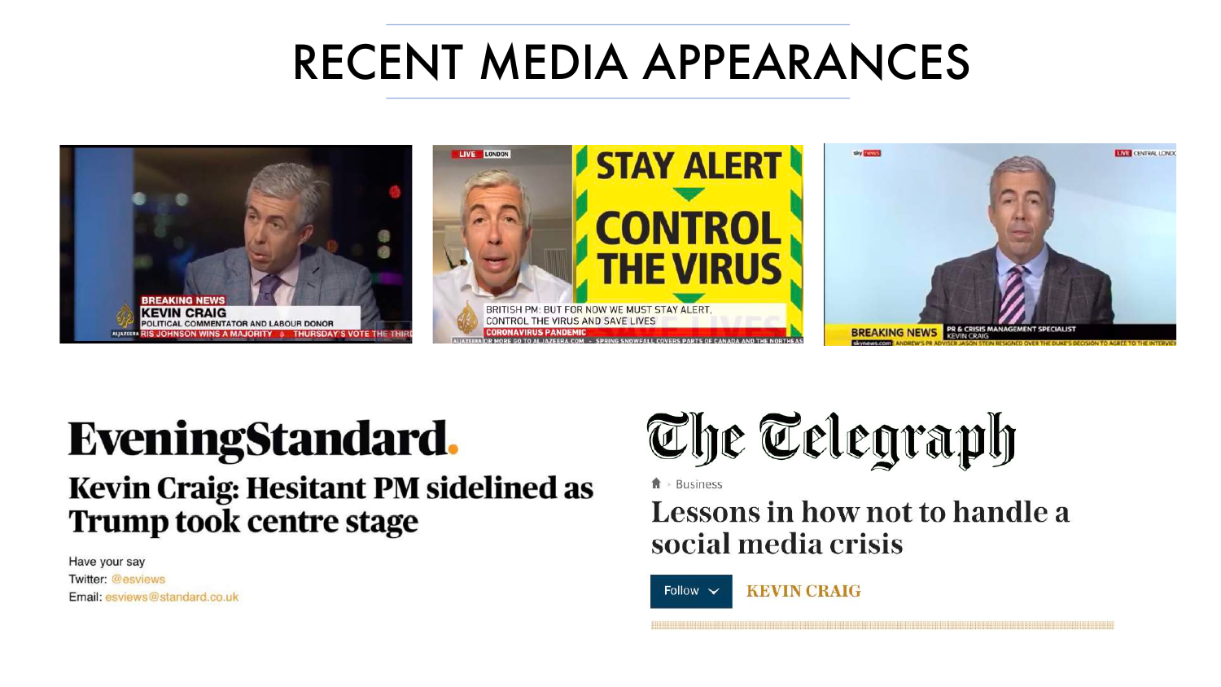# RECENT MEDIA APPEARANCES

BREAKING NEWS
KEVIN CRAIG
POLITICAL COMMENTATOR AND LABOUR DONOR
RIS JOHNSON WINS A MAJORITY THURSDAY'S VOTE THE THIRD

LIVE LONDON
STAY ALERT
CONTROL THE VIRUS
BRITISH PM: BUT FOR NOW WE MUST STAY ALERT, CONTROL THE VIRUS AND SAVE LIVES
CORONAVIRUS PANDEMIC

sky news
LIVE CENTRAL LONDON
BREAKING NEWS
PR & CRISIS MANAGEMENT SPECIALIST
KEVIN CRAIG
ANDREW'S PR ADVISER JASON STEIN RESIGNED OVER THE DUKE'S DECISION TO AGREE TO THE INTERVIEW

## Evening Standard.

### Kevin Craig: Hesitant PM sidelined as Trump took centre stage

Have your say
Twitter: @esviews
Email: esviews@standard.co.uk

## The Telegraph

Business

### Lessons in how not to handle a social media crisis

Follow KEVIN CRAIG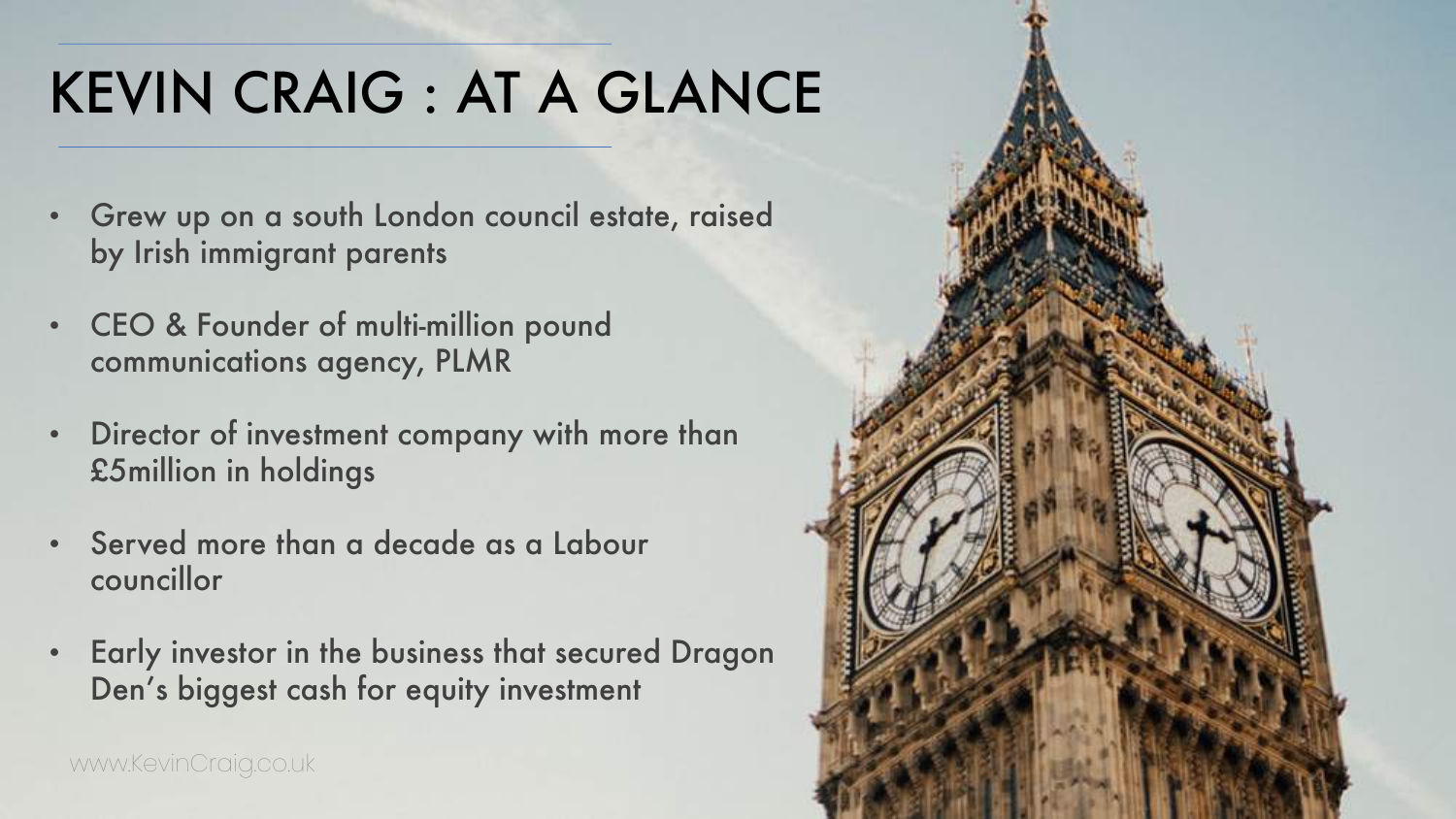# KEVIN CRAIG : AT A GLANCE

- Grew up on a south London council estate, raised by Irish immigrant parents
- CEO & Founder of multi-million pound communications agency, PLMR
- Director of investment company with more than £5million in holdings
- Served more than a decade as a Labour councillor
- Early investor in the business that secured Dragon Den's biggest cash for equity investment

www.KevinCraig.co.uk